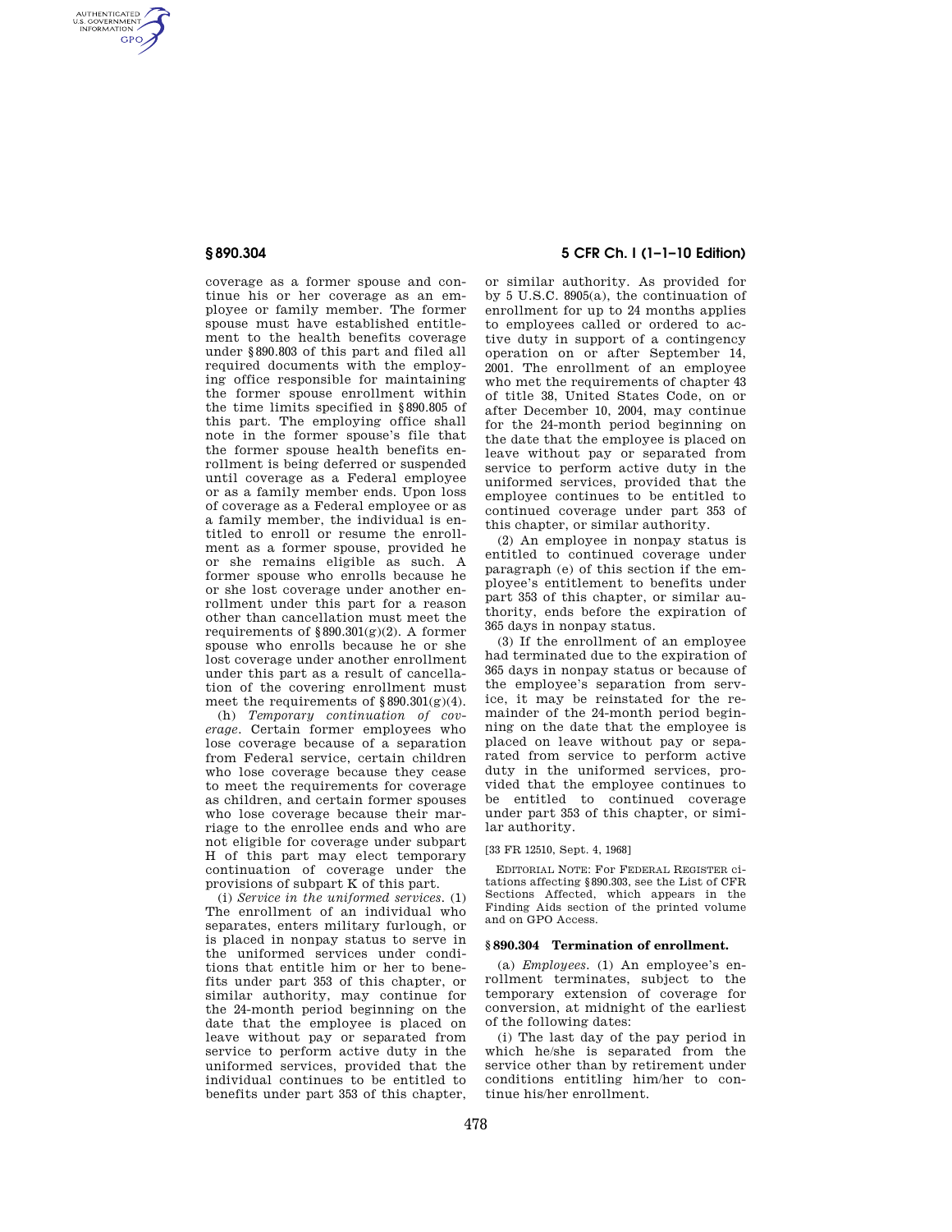coverage as a former spouse and continue his or her coverage as an employee or family member. The former spouse must have established entitlement to the health benefits coverage under §890.803 of this part and filed all required documents with the employing office responsible for maintaining the former spouse enrollment within the time limits specified in §890.805 of this part. The employing office shall note in the former spouse's file that the former spouse health benefits enrollment is being deferred or suspended until coverage as a Federal employee or as a family member ends. Upon loss of coverage as a Federal employee or as a family member, the individual is entitled to enroll or resume the enrollment as a former spouse, provided he or she remains eligible as such. A former spouse who enrolls because he or she lost coverage under another enrollment under this part for a reason other than cancellation must meet the requirements of §890.301(g)(2). A former spouse who enrolls because he or she lost coverage under another enrollment under this part as a result of cancellation of the covering enrollment must meet the requirements of §890.301(g)(4).

(h) *Temporary continuation of coverage.* Certain former employees who lose coverage because of a separation from Federal service, certain children who lose coverage because they cease to meet the requirements for coverage as children, and certain former spouses who lose coverage because their marriage to the enrollee ends and who are not eligible for coverage under subpart H of this part may elect temporary continuation of coverage under the provisions of subpart K of this part.

(i) *Service in the uniformed services.* (1) The enrollment of an individual who separates, enters military furlough, or is placed in nonpay status to serve in the uniformed services under conditions that entitle him or her to benefits under part 353 of this chapter, or similar authority, may continue for the 24-month period beginning on the date that the employee is placed on leave without pay or separated from service to perform active duty in the uniformed services, provided that the individual continues to be entitled to benefits under part 353 of this chapter, or similar authority. As provided for by 5 U.S.C. 8905(a), the continuation of enrollment for up to 24 months applies to employees called or ordered to active duty in support of a contingency operation on or after September 14, 2001. The enrollment of an employee who met the requirements of chapter 43 of title 38, United States Code, on or after December 10, 2004, may continue for the 24-month period beginning on the date that the employee is placed on leave without pay or separated from service to perform active duty in the uniformed services, provided that the employee continues to be entitled to continued coverage under part 353 of this chapter, or similar authority.

(2) An employee in nonpay status is entitled to continued coverage under paragraph (e) of this section if the employee's entitlement to benefits under part 353 of this chapter, or similar authority, ends before the expiration of 365 days in nonpay status.

(3) If the enrollment of an employee had terminated due to the expiration of 365 days in nonpay status or because of the employee's separation from service, it may be reinstated for the remainder of the 24-month period beginning on the date that the employee is placed on leave without pay or separated from service to perform active duty in the uniformed services, provided that the employee continues to be entitled to continued coverage under part 353 of this chapter, or similar authority.

[33 FR 12510, Sept. 4, 1968]

EDITORIAL NOTE: For FEDERAL REGISTER citations affecting §890.303, see the List of CFR Sections Affected, which appears in the Finding Aids section of the printed volume and on GPO Access.

### § 890.304 Termination of enrollment.

(a) *Employees.* (1) An employee's enrollment terminates, subject to the temporary extension of coverage for conversion, at midnight of the earliest of the following dates:

(i) The last day of the pay period in which he/she is separated from the service other than by retirement under conditions entitling him/her to continue his/her enrollment.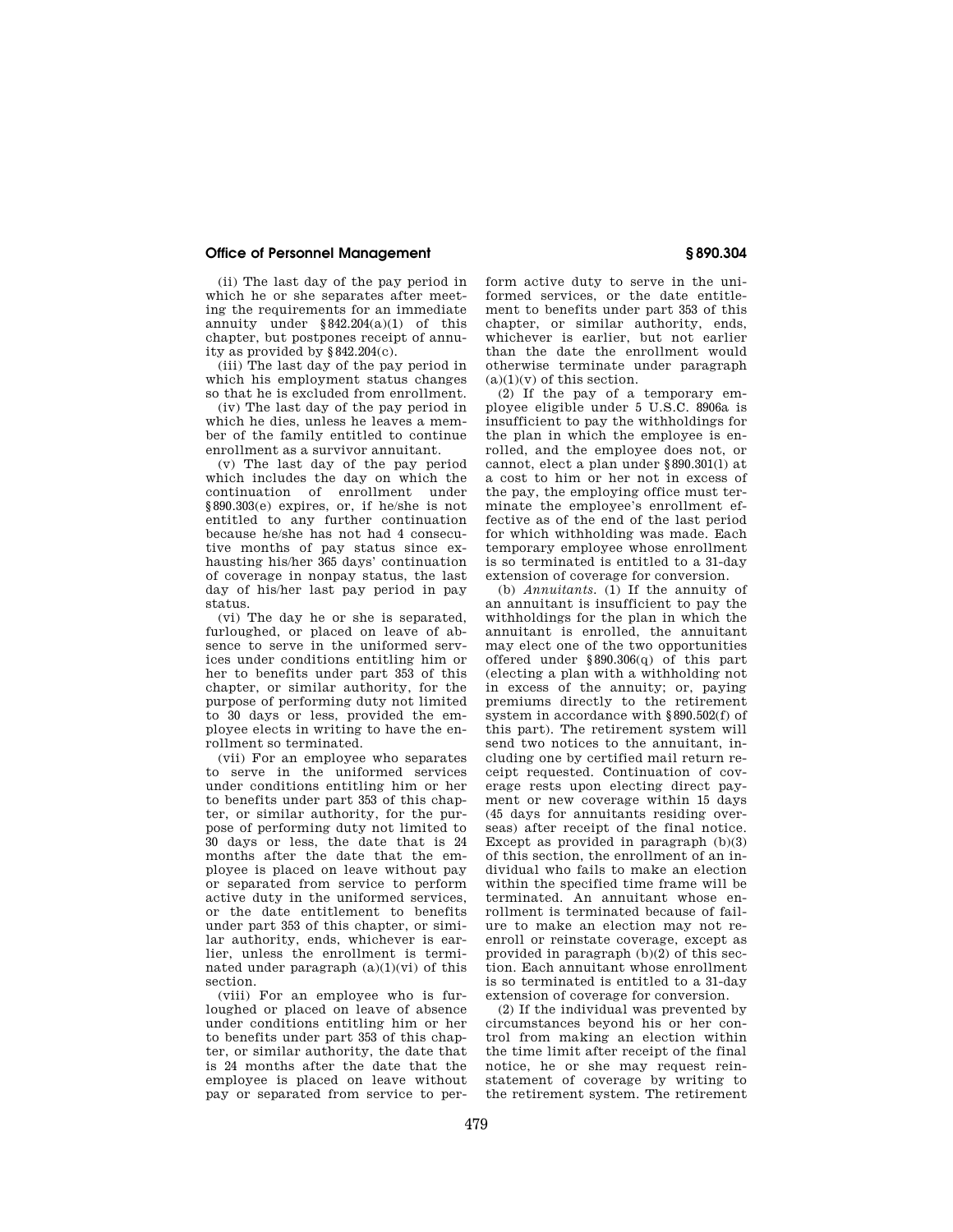(ii) The last day of the pay period in which he or she separates after meeting the requirements for an immediate annuity under §842.204(a)(1) of this chapter, but postpones receipt of annuity as provided by §842.204(c).

(iii) The last day of the pay period in which his employment status changes so that he is excluded from enrollment.

(iv) The last day of the pay period in which he dies, unless he leaves a member of the family entitled to continue enrollment as a survivor annuitant.

(v) The last day of the pay period which includes the day on which the continuation of enrollment under §890.303(e) expires, or, if he/she is not entitled to any further continuation because he/she has not had 4 consecutive months of pay status since exhausting his/her 365 days' continuation of coverage in nonpay status, the last day of his/her last pay period in pay status.

(vi) The day he or she is separated, furloughed, or placed on leave of absence to serve in the uniformed services under conditions entitling him or her to benefits under part 353 of this chapter, or similar authority, for the purpose of performing duty not limited to 30 days or less, provided the employee elects in writing to have the enrollment so terminated.

(vii) For an employee who separates to serve in the uniformed services under conditions entitling him or her to benefits under part 353 of this chapter, or similar authority, for the purpose of performing duty not limited to 30 days or less, the date that is 24 months after the date that the employee is placed on leave without pay or separated from service to perform active duty in the uniformed services, or the date entitlement to benefits under part 353 of this chapter, or similar authority, ends, whichever is earlier, unless the enrollment is terminated under paragraph (a)(1)(vi) of this section.

(viii) For an employee who is furloughed or placed on leave of absence under conditions entitling him or her to benefits under part 353 of this chapter, or similar authority, the date that is 24 months after the date that the employee is placed on leave without pay or separated from service to perform active duty to serve in the uniformed services, or the date entitlement to benefits under part 353 of this chapter, or similar authority, ends, whichever is earlier, but not earlier than the date the enrollment would otherwise terminate under paragraph (a)(1)(v) of this section.

(2) If the pay of a temporary employee eligible under 5 U.S.C. 8906a is insufficient to pay the withholdings for the plan in which the employee is enrolled, and the employee does not, or cannot, elect a plan under §890.301(l) at a cost to him or her not in excess of the pay, the employing office must terminate the employee's enrollment effective as of the end of the last period for which withholding was made. Each temporary employee whose enrollment is so terminated is entitled to a 31-day extension of coverage for conversion.

(b) *Annuitants.* (1) If the annuity of an annuitant is insufficient to pay the withholdings for the plan in which the annuitant is enrolled, the annuitant may elect one of the two opportunities offered under §890.306(q) of this part (electing a plan with a withholding not in excess of the annuity; or, paying premiums directly to the retirement system in accordance with §890.502(f) of this part). The retirement system will send two notices to the annuitant, including one by certified mail return receipt requested. Continuation of coverage rests upon electing direct payment or new coverage within 15 days (45 days for annuitants residing overseas) after receipt of the final notice. Except as provided in paragraph (b)(3) of this section, the enrollment of an individual who fails to make an election within the specified time frame will be terminated. An annuitant whose enrollment is terminated because of failure to make an election may not reenroll or reinstate coverage, except as provided in paragraph (b)(2) of this section. Each annuitant whose enrollment is so terminated is entitled to a 31-day extension of coverage for conversion.

(2) If the individual was prevented by circumstances beyond his or her control from making an election within the time limit after receipt of the final notice, he or she may request reinstatement of coverage by writing to the retirement system. The retirement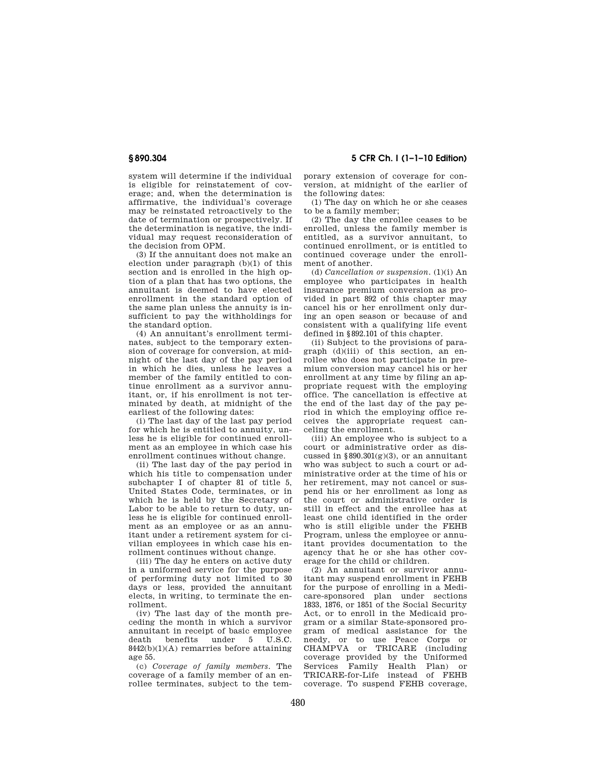system will determine if the individual is eligible for reinstatement of coverage; and, when the determination is affirmative, the individual's coverage may be reinstated retroactively to the date of termination or prospectively. If the determination is negative, the individual may request reconsideration of the decision from OPM.

(3) If the annuitant does not make an election under paragraph (b)(1) of this section and is enrolled in the high option of a plan that has two options, the annuitant is deemed to have elected enrollment in the standard option of the same plan unless the annuity is insufficient to pay the withholdings for the standard option.

(4) An annuitant's enrollment terminates, subject to the temporary extension of coverage for conversion, at midnight of the last day of the pay period in which he dies, unless he leaves a member of the family entitled to continue enrollment as a survivor annuitant, or, if his enrollment is not terminated by death, at midnight of the earliest of the following dates:

(i) The last day of the last pay period for which he is entitled to annuity, unless he is eligible for continued enrollment as an employee in which case his enrollment continues without change.

(ii) The last day of the pay period in which his title to compensation under subchapter I of chapter 81 of title 5, United States Code, terminates, or in which he is held by the Secretary of Labor to be able to return to duty, unless he is eligible for continued enrollment as an employee or as an annuitant under a retirement system for civilian employees in which case his enrollment continues without change.

(iii) The day he enters on active duty in a uniformed service for the purpose of performing duty not limited to 30 days or less, provided the annuitant elects, in writing, to terminate the enrollment.

(iv) The last day of the month preceding the month in which a survivor annuitant in receipt of basic employee death benefits under 5 U.S.C. 8442(b)(1)(A) remarries before attaining age 55.

(c) *Coverage of family members.* The coverage of a family member of an enrollee terminates, subject to the temporary extension of coverage for conversion, at midnight of the earlier of the following dates:

(1) The day on which he or she ceases to be a family member;

(2) The day the enrollee ceases to be enrolled, unless the family member is entitled, as a survivor annuitant, to continued enrollment, or is entitled to continued coverage under the enrollment of another.

(d) *Cancellation or suspension.* (1)(i) An employee who participates in health insurance premium conversion as provided in part 892 of this chapter may cancel his or her enrollment only during an open season or because of and consistent with a qualifying life event defined in §892.101 of this chapter.

(ii) Subject to the provisions of paragraph (d)(iii) of this section, an enrollee who does not participate in premium conversion may cancel his or her enrollment at any time by filing an appropriate request with the employing office. The cancellation is effective at the end of the last day of the pay period in which the employing office receives the appropriate request canceling the enrollment.

(iii) An employee who is subject to a court or administrative order as discussed in §890.301(g)(3), or an annuitant who was subject to such a court or administrative order at the time of his or her retirement, may not cancel or suspend his or her enrollment as long as the court or administrative order is still in effect and the enrollee has at least one child identified in the order who is still eligible under the FEHB Program, unless the employee or annuitant provides documentation to the agency that he or she has other coverage for the child or children.

(2) An annuitant or survivor annuitant may suspend enrollment in FEHB for the purpose of enrolling in a Medicare-sponsored plan under sections 1833, 1876, or 1851 of the Social Security Act, or to enroll in the Medicaid program or a similar State-sponsored program of medical assistance for the needy, or to use Peace Corps or CHAMPVA or TRICARE (including coverage provided by the Uniformed Services Family Health Plan) or TRICARE-for-Life instead of FEHB coverage. To suspend FEHB coverage,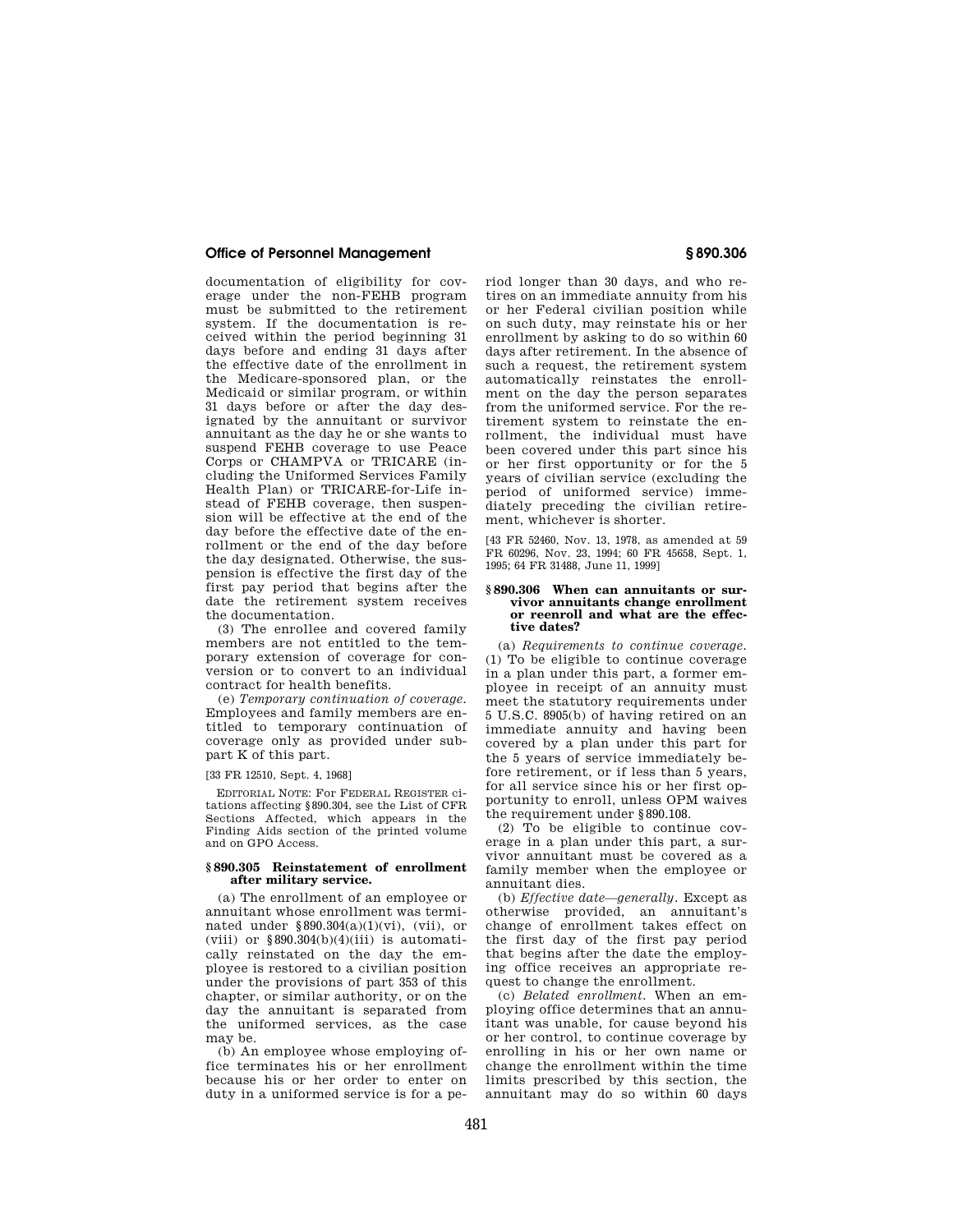documentation of eligibility for coverage under the non-FEHB program must be submitted to the retirement system. If the documentation is received within the period beginning 31 days before and ending 31 days after the effective date of the enrollment in the Medicare-sponsored plan, or the Medicaid or similar program, or within 31 days before or after the day designated by the annuitant or survivor annuitant as the day he or she wants to suspend FEHB coverage to use Peace Corps or CHAMPVA or TRICARE (including the Uniformed Services Family Health Plan) or TRICARE-for-Life instead of FEHB coverage, then suspension will be effective at the end of the day before the effective date of the enrollment or the end of the day before the day designated. Otherwise, the suspension is effective the first day of the first pay period that begins after the date the retirement system receives the documentation.

(3) The enrollee and covered family members are not entitled to the temporary extension of coverage for conversion or to convert to an individual contract for health benefits.

(e) *Temporary continuation of coverage.* Employees and family members are entitled to temporary continuation of coverage only as provided under subpart K of this part.

[33 FR 12510, Sept. 4, 1968]

EDITORIAL NOTE: For FEDERAL REGISTER citations affecting §890.304, see the List of CFR Sections Affected, which appears in the Finding Aids section of the printed volume and on GPO Access.

### § 890.305 Reinstatement of enrollment after military service.

(a) The enrollment of an employee or annuitant whose enrollment was terminated under §890.304(a)(1)(vi), (vii), or (viii) or §890.304(b)(4)(iii) is automatically reinstated on the day the employee is restored to a civilian position under the provisions of part 353 of this chapter, or similar authority, or on the day the annuitant is separated from the uniformed services, as the case may be.

(b) An employee whose employing office terminates his or her enrollment because his or her order to enter on duty in a uniformed service is for a period longer than 30 days, and who retires on an immediate annuity from his or her Federal civilian position while on such duty, may reinstate his or her enrollment by asking to do so within 60 days after retirement. In the absence of such a request, the retirement system automatically reinstates the enrollment on the day the person separates from the uniformed service. For the retirement system to reinstate the enrollment, the individual must have been covered under this part since his or her first opportunity or for the 5 years of civilian service (excluding the period of uniformed service) immediately preceding the civilian retirement, whichever is shorter.

[43 FR 52460, Nov. 13, 1978, as amended at 59 FR 60296, Nov. 23, 1994; 60 FR 45658, Sept. 1, 1995; 64 FR 31488, June 11, 1999]

### § 890.306 When can annuitants or survivor annuitants change enrollment or reenroll and what are the effective dates?

(a) *Requirements to continue coverage.* (1) To be eligible to continue coverage in a plan under this part, a former employee in receipt of an annuity must meet the statutory requirements under 5 U.S.C. 8905(b) of having retired on an immediate annuity and having been covered by a plan under this part for the 5 years of service immediately before retirement, or if less than 5 years, for all service since his or her first opportunity to enroll, unless OPM waives the requirement under §890.108.

(2) To be eligible to continue coverage in a plan under this part, a survivor annuitant must be covered as a family member when the employee or annuitant dies.

(b) *Effective date—generally.* Except as otherwise provided, an annuitant's change of enrollment takes effect on the first day of the first pay period that begins after the date the employing office receives an appropriate request to change the enrollment.

(c) *Belated enrollment.* When an employing office determines that an annuitant was unable, for cause beyond his or her control, to continue coverage by enrolling in his or her own name or change the enrollment within the time limits prescribed by this section, the annuitant may do so within 60 days